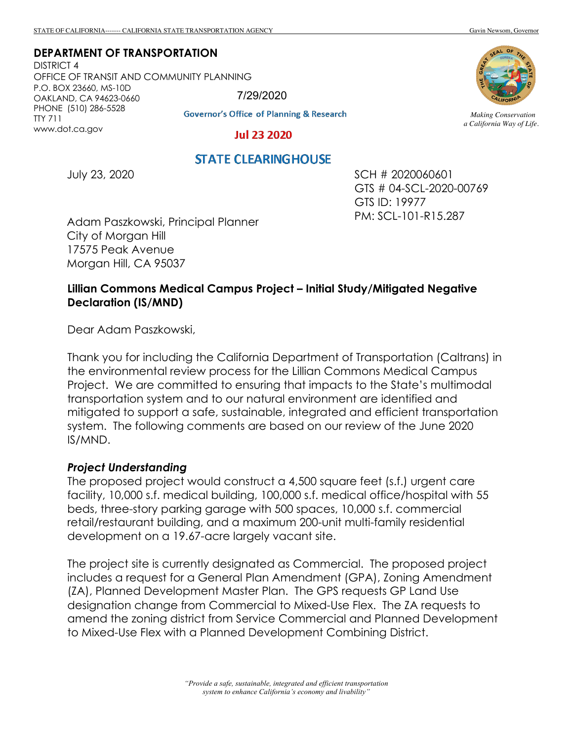STATE OF CALIFORNIA------- CALIFORNIA STATE TRANSPORTATION AGENCY Gavin Newsom, Governor

**DEPARTMENT OF TRANSPORTATION**
DISTRICT 4
OFFICE OF TRANSIT AND COMMUNITY PLANNING
P.O. BOX 23660, MS-10D
OAKLAND, CA 94623-0660
PHONE (510) 286-5528
TTY 711
www.dot.ca.gov

*Making Conservation a California Way of Life.*

7/29/2020

Governor's Office of Planning & Research

Jul 23 2020

STATE CLEARINGHOUSE

July 23, 2020

SCH # 2020060601
GTS # 04-SCL-2020-00769
GTS ID: 19977
PM: SCL-101-R15.287

Adam Paszkowski, Principal Planner
City of Morgan Hill
17575 Peak Avenue
Morgan Hill, CA 95037

**Lillian Commons Medical Campus Project – Initial Study/Mitigated Negative Declaration (IS/MND)**

Dear Adam Paszkowski,

Thank you for including the California Department of Transportation (Caltrans) in the environmental review process for the Lillian Commons Medical Campus Project. We are committed to ensuring that impacts to the State's multimodal transportation system and to our natural environment are identified and mitigated to support a safe, sustainable, integrated and efficient transportation system. The following comments are based on our review of the June 2020 IS/MND.

***Project Understanding***

The proposed project would construct a 4,500 square feet (s.f.) urgent care facility, 10,000 s.f. medical building, 100,000 s.f. medical office/hospital with 55 beds, three-story parking garage with 500 spaces, 10,000 s.f. commercial retail/restaurant building, and a maximum 200-unit multi-family residential development on a 19.67-acre largely vacant site.

The project site is currently designated as Commercial. The proposed project includes a request for a General Plan Amendment (GPA), Zoning Amendment (ZA), Planned Development Master Plan. The GPS requests GP Land Use designation change from Commercial to Mixed-Use Flex. The ZA requests to amend the zoning district from Service Commercial and Planned Development to Mixed-Use Flex with a Planned Development Combining District.

*"Provide a safe, sustainable, integrated and efficient transportation system to enhance California's economy and livability"*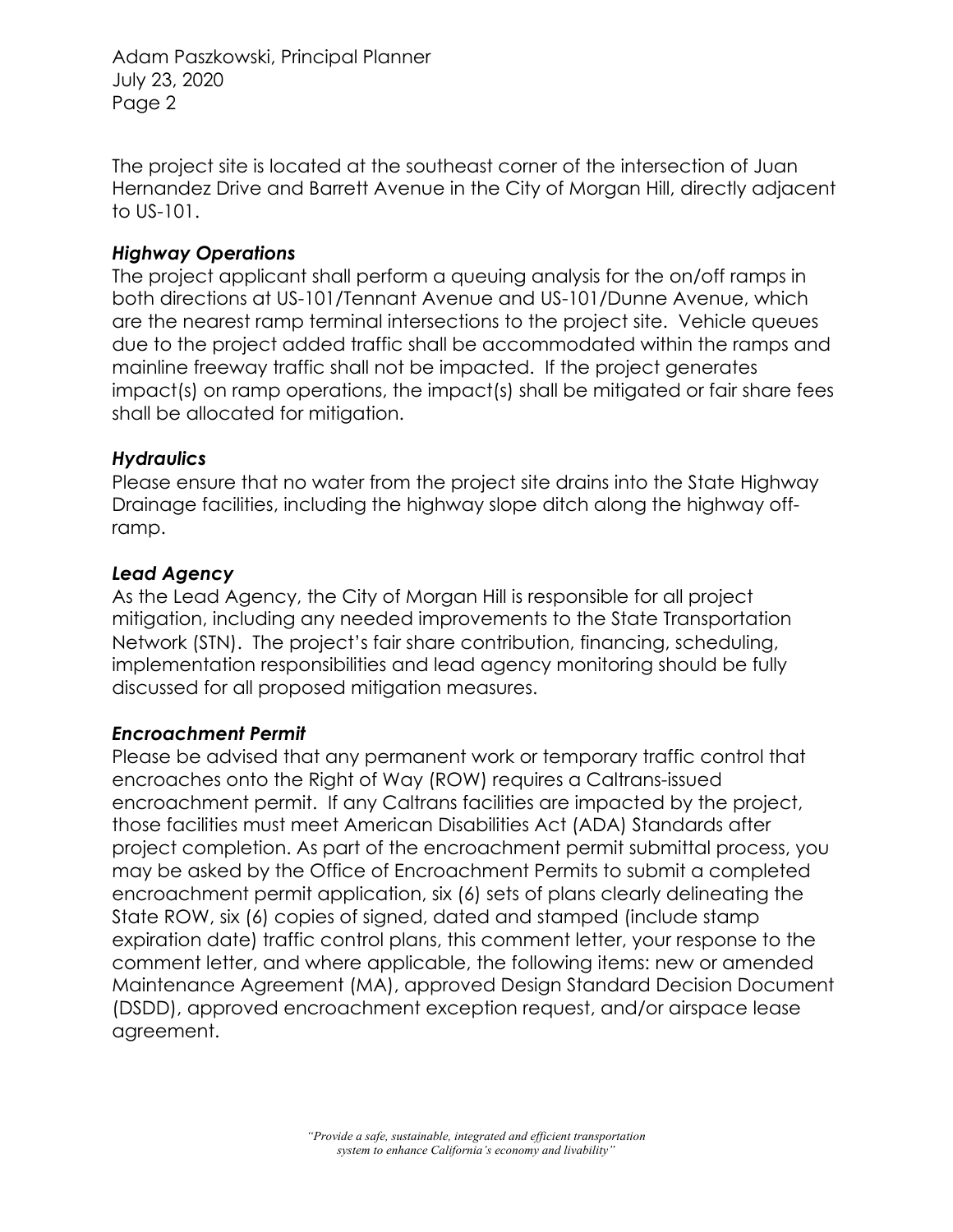The project site is located at the southeast corner of the intersection of Juan Hernandez Drive and Barrett Avenue in the City of Morgan Hill, directly adjacent to US-101.

### *Highway Operations*

The project applicant shall perform a queuing analysis for the on/off ramps in both directions at US-101/Tennant Avenue and US-101/Dunne Avenue, which are the nearest ramp terminal intersections to the project site. Vehicle queues due to the project added traffic shall be accommodated within the ramps and mainline freeway traffic shall not be impacted. If the project generates impact(s) on ramp operations, the impact(s) shall be mitigated or fair share fees shall be allocated for mitigation.

### *Hydraulics*

Please ensure that no water from the project site drains into the State Highway Drainage facilities, including the highway slope ditch along the highway off-ramp.

### *Lead Agency*

As the Lead Agency, the City of Morgan Hill is responsible for all project mitigation, including any needed improvements to the State Transportation Network (STN). The project's fair share contribution, financing, scheduling, implementation responsibilities and lead agency monitoring should be fully discussed for all proposed mitigation measures.

### *Encroachment Permit*

Please be advised that any permanent work or temporary traffic control that encroaches onto the Right of Way (ROW) requires a Caltrans-issued encroachment permit. If any Caltrans facilities are impacted by the project, those facilities must meet American Disabilities Act (ADA) Standards after project completion. As part of the encroachment permit submittal process, you may be asked by the Office of Encroachment Permits to submit a completed encroachment permit application, six (6) sets of plans clearly delineating the State ROW, six (6) copies of signed, dated and stamped (include stamp expiration date) traffic control plans, this comment letter, your response to the comment letter, and where applicable, the following items: new or amended Maintenance Agreement (MA), approved Design Standard Decision Document (DSDD), approved encroachment exception request, and/or airspace lease agreement.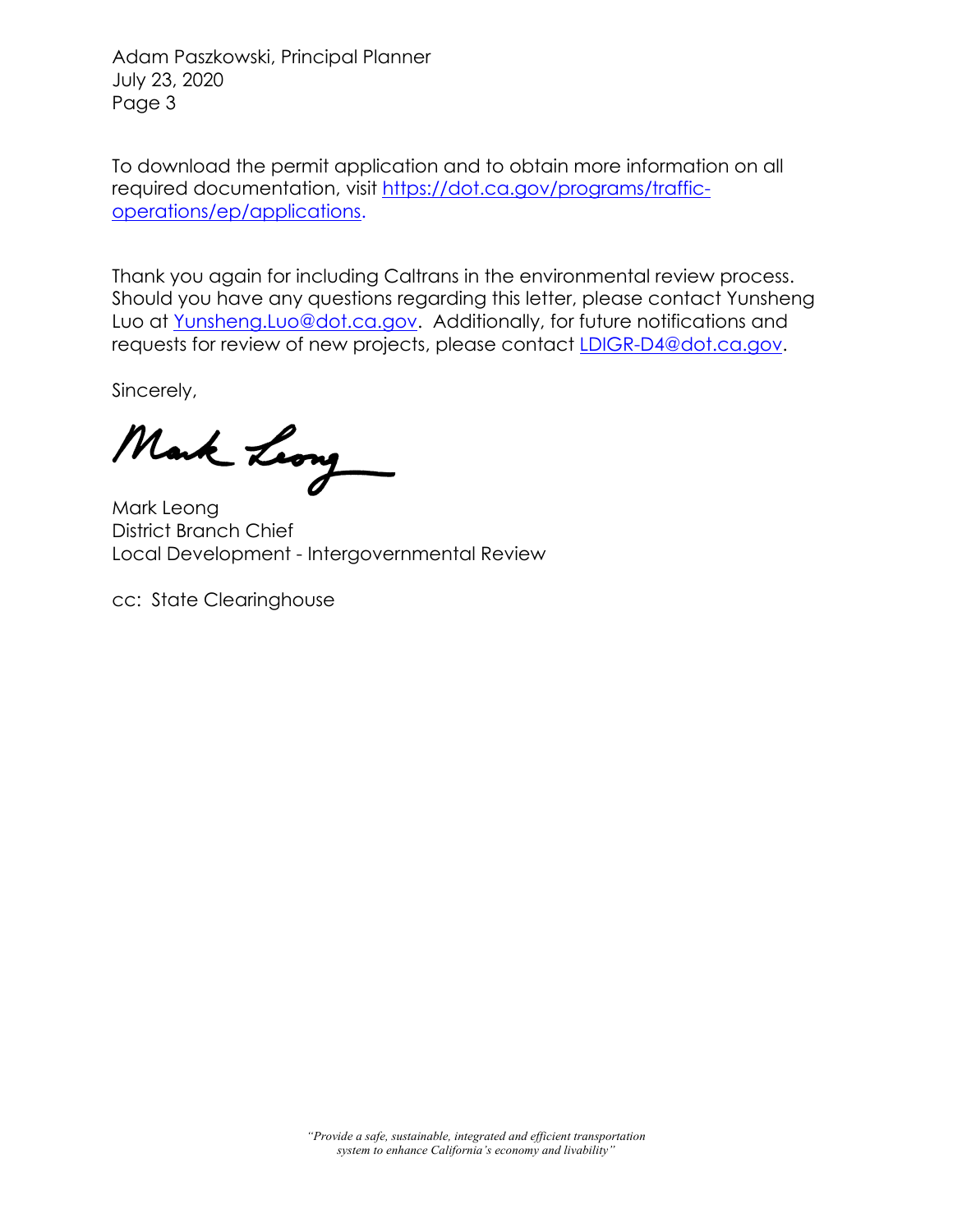Adam Paszkowski, Principal Planner
July 23, 2020

To download the permit application and to obtain more information on all required documentation, visit https://dot.ca.gov/programs/traffic-operations/ep/applications.

Thank you again for including Caltrans in the environmental review process. Should you have any questions regarding this letter, please contact Yunsheng Luo at Yunsheng.Luo@dot.ca.gov. Additionally, for future notifications and requests for review of new projects, please contact LDIGR-D4@dot.ca.gov.

Sincerely,

Mark Leong
District Branch Chief
Local Development - Intergovernmental Review

cc: State Clearinghouse

*"Provide a safe, sustainable, integrated and efficient transportation system to enhance California's economy and livability"*